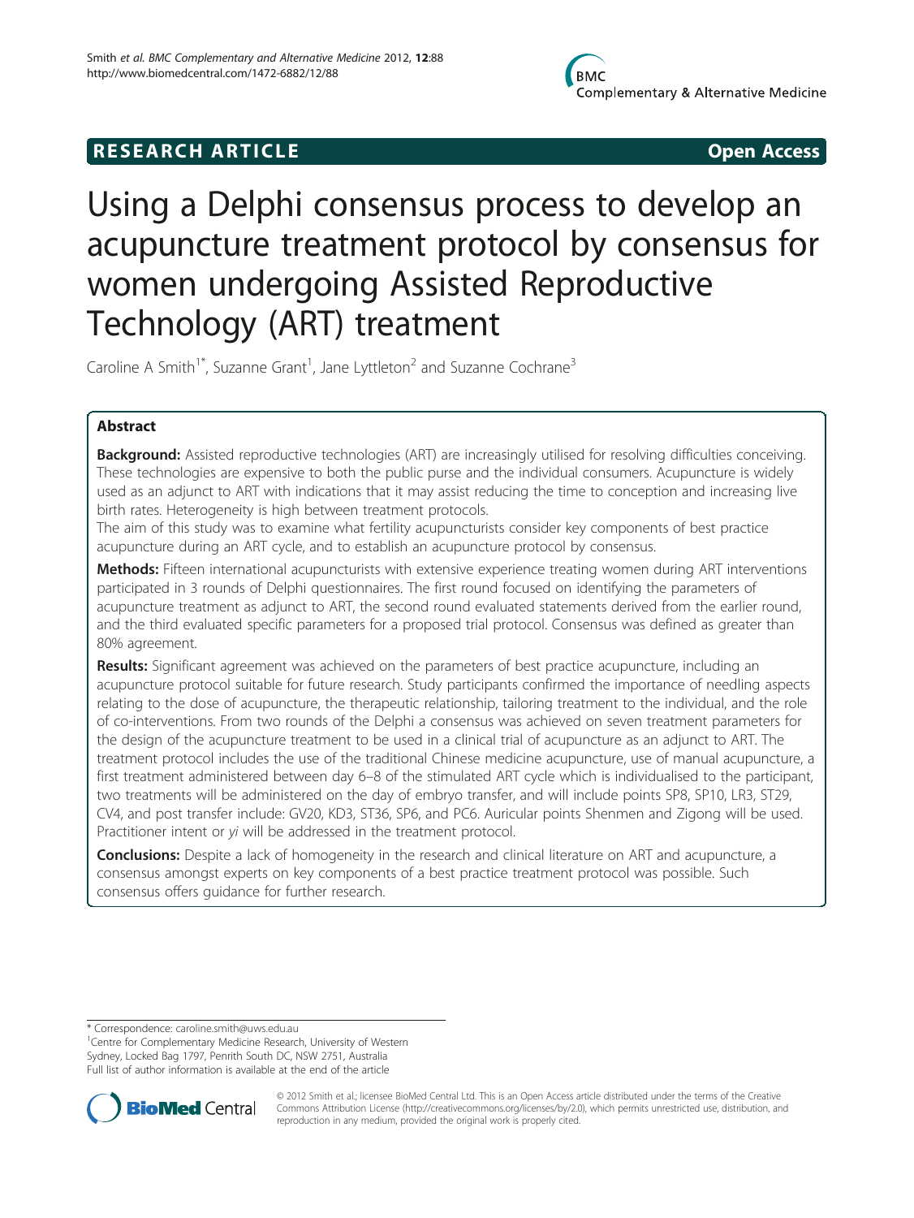RESEARCH ARTICLE Open Access

# Using a Delphi consensus process to develop an acupuncture treatment protocol by consensus for women undergoing Assisted Reproductive Technology (ART) treatment

Caroline A Smith[1*], Suzanne Grant[1], Jane Lyttleton[2] and Suzanne Cochrane[3]

## Abstract

**Background:** Assisted reproductive technologies (ART) are increasingly utilised for resolving difficulties conceiving. These technologies are expensive to both the public purse and the individual consumers. Acupuncture is widely used as an adjunct to ART with indications that it may assist reducing the time to conception and increasing live birth rates. Heterogeneity is high between treatment protocols.

The aim of this study was to examine what fertility acupuncturists consider key components of best practice acupuncture during an ART cycle, and to establish an acupuncture protocol by consensus.

**Methods:** Fifteen international acupuncturists with extensive experience treating women during ART interventions participated in 3 rounds of Delphi questionnaires. The first round focused on identifying the parameters of acupuncture treatment as adjunct to ART, the second round evaluated statements derived from the earlier round, and the third evaluated specific parameters for a proposed trial protocol. Consensus was defined as greater than 80% agreement.

**Results:** Significant agreement was achieved on the parameters of best practice acupuncture, including an acupuncture protocol suitable for future research. Study participants confirmed the importance of needling aspects relating to the dose of acupuncture, the therapeutic relationship, tailoring treatment to the individual, and the role of co-interventions. From two rounds of the Delphi a consensus was achieved on seven treatment parameters for the design of the acupuncture treatment to be used in a clinical trial of acupuncture as an adjunct to ART. The treatment protocol includes the use of the traditional Chinese medicine acupuncture, use of manual acupuncture, a first treatment administered between day 6–8 of the stimulated ART cycle which is individualised to the participant, two treatments will be administered on the day of embryo transfer, and will include points SP8, SP10, LR3, ST29, CV4, and post transfer include: GV20, KD3, ST36, SP6, and PC6. Auricular points Shenmen and Zigong will be used. Practitioner intent or *yi* will be addressed in the treatment protocol.

**Conclusions:** Despite a lack of homogeneity in the research and clinical literature on ART and acupuncture, a consensus amongst experts on key components of a best practice treatment protocol was possible. Such consensus offers guidance for further research.

\* Correspondence: caroline.smith@uws.edu.au

[1]Centre for Complementary Medicine Research, University of Western Sydney, Locked Bag 1797, Penrith South DC, NSW 2751, Australia

Full list of author information is available at the end of the article

© 2012 Smith et al.; licensee BioMed Central Ltd. This is an Open Access article distributed under the terms of the Creative Commons Attribution License (http://creativecommons.org/licenses/by/2.0), which permits unrestricted use, distribution, and reproduction in any medium, provided the original work is properly cited.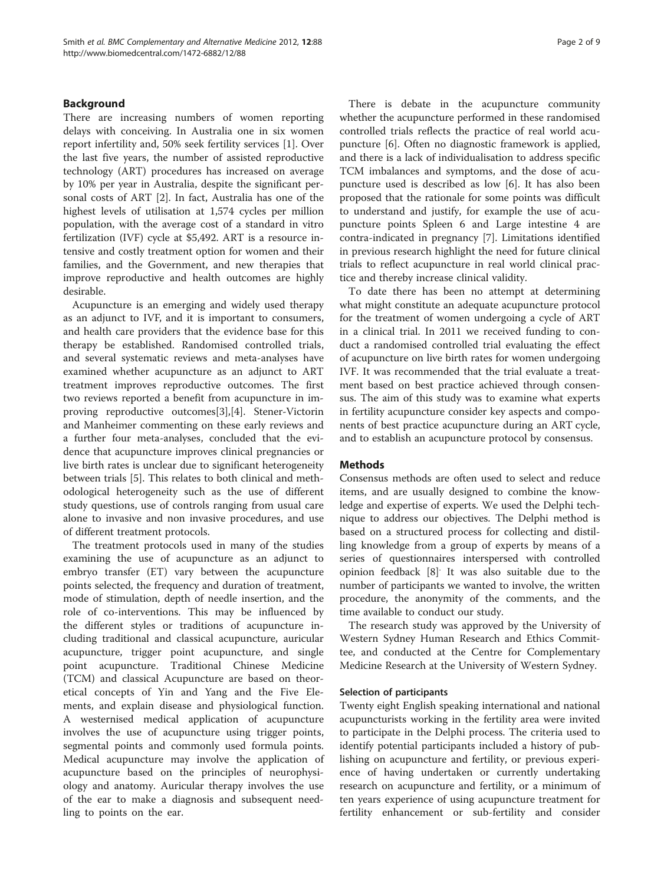## Background

There are increasing numbers of women reporting delays with conceiving. In Australia one in six women report infertility and, 50% seek fertility services [1]. Over the last five years, the number of assisted reproductive technology (ART) procedures has increased on average by 10% per year in Australia, despite the significant personal costs of ART [2]. In fact, Australia has one of the highest levels of utilisation at 1,574 cycles per million population, with the average cost of a standard in vitro fertilization (IVF) cycle at $5,492. ART is a resource intensive and costly treatment option for women and their families, and the Government, and new therapies that improve reproductive and health outcomes are highly desirable.

Acupuncture is an emerging and widely used therapy as an adjunct to IVF, and it is important to consumers, and health care providers that the evidence base for this therapy be established. Randomised controlled trials, and several systematic reviews and meta-analyses have examined whether acupuncture as an adjunct to ART treatment improves reproductive outcomes. The first two reviews reported a benefit from acupuncture in improving reproductive outcomes[3],[4]. Stener-Victorin and Manheimer commenting on these early reviews and a further four meta-analyses, concluded that the evidence that acupuncture improves clinical pregnancies or live birth rates is unclear due to significant heterogeneity between trials [5]. This relates to both clinical and methodological heterogeneity such as the use of different study questions, use of controls ranging from usual care alone to invasive and non invasive procedures, and use of different treatment protocols.

The treatment protocols used in many of the studies examining the use of acupuncture as an adjunct to embryo transfer (ET) vary between the acupuncture points selected, the frequency and duration of treatment, mode of stimulation, depth of needle insertion, and the role of co-interventions. This may be influenced by the different styles or traditions of acupuncture including traditional and classical acupuncture, auricular acupuncture, trigger point acupuncture, and single point acupuncture. Traditional Chinese Medicine (TCM) and classical Acupuncture are based on theoretical concepts of Yin and Yang and the Five Elements, and explain disease and physiological function. A westernised medical application of acupuncture involves the use of acupuncture using trigger points, segmental points and commonly used formula points. Medical acupuncture may involve the application of acupuncture based on the principles of neurophysiology and anatomy. Auricular therapy involves the use of the ear to make a diagnosis and subsequent needling to points on the ear.

There is debate in the acupuncture community whether the acupuncture performed in these randomised controlled trials reflects the practice of real world acupuncture [6]. Often no diagnostic framework is applied, and there is a lack of individualisation to address specific TCM imbalances and symptoms, and the dose of acupuncture used is described as low [6]. It has also been proposed that the rationale for some points was difficult to understand and justify, for example the use of acupuncture points Spleen 6 and Large intestine 4 are contra-indicated in pregnancy [7]. Limitations identified in previous research highlight the need for future clinical trials to reflect acupuncture in real world clinical practice and thereby increase clinical validity.

To date there has been no attempt at determining what might constitute an adequate acupuncture protocol for the treatment of women undergoing a cycle of ART in a clinical trial. In 2011 we received funding to conduct a randomised controlled trial evaluating the effect of acupuncture on live birth rates for women undergoing IVF. It was recommended that the trial evaluate a treatment based on best practice achieved through consensus. The aim of this study was to examine what experts in fertility acupuncture consider key aspects and components of best practice acupuncture during an ART cycle, and to establish an acupuncture protocol by consensus.

## Methods

Consensus methods are often used to select and reduce items, and are usually designed to combine the knowledge and expertise of experts. We used the Delphi technique to address our objectives. The Delphi method is based on a structured process for collecting and distilling knowledge from a group of experts by means of a series of questionnaires interspersed with controlled opinion feedback [8]. It was also suitable due to the number of participants we wanted to involve, the written procedure, the anonymity of the comments, and the time available to conduct our study.

The research study was approved by the University of Western Sydney Human Research and Ethics Committee, and conducted at the Centre for Complementary Medicine Research at the University of Western Sydney.

### Selection of participants

Twenty eight English speaking international and national acupuncturists working in the fertility area were invited to participate in the Delphi process. The criteria used to identify potential participants included a history of publishing on acupuncture and fertility, or previous experience of having undertaken or currently undertaking research on acupuncture and fertility, or a minimum of ten years experience of using acupuncture treatment for fertility enhancement or sub-fertility and consider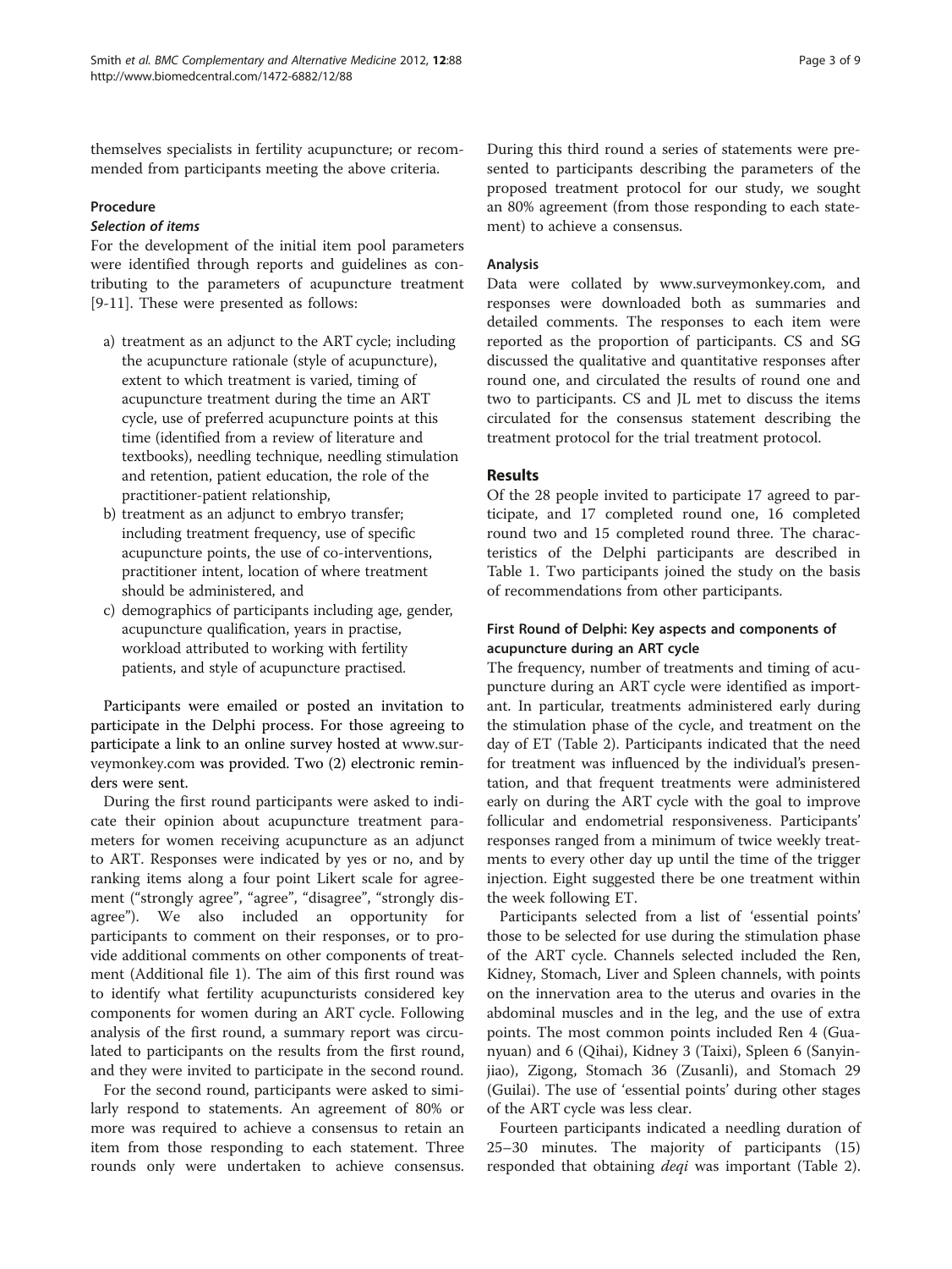themselves specialists in fertility acupuncture; or recommended from participants meeting the above criteria.

### Procedure

#### *Selection of items*

For the development of the initial item pool parameters were identified through reports and guidelines as contributing to the parameters of acupuncture treatment [9-11]. These were presented as follows:

a) treatment as an adjunct to the ART cycle; including the acupuncture rationale (style of acupuncture), extent to which treatment is varied, timing of acupuncture treatment during the time an ART cycle, use of preferred acupuncture points at this time (identified from a review of literature and textbooks), needling technique, needling stimulation and retention, patient education, the role of the practitioner-patient relationship,
b) treatment as an adjunct to embryo transfer; including treatment frequency, use of specific acupuncture points, the use of co-interventions, practitioner intent, location of where treatment should be administered, and
c) demographics of participants including age, gender, acupuncture qualification, years in practise, workload attributed to working with fertility patients, and style of acupuncture practised.

Participants were emailed or posted an invitation to participate in the Delphi process. For those agreeing to participate a link to an online survey hosted at www.surveymonkey.com was provided. Two (2) electronic reminders were sent.

During the first round participants were asked to indicate their opinion about acupuncture treatment parameters for women receiving acupuncture as an adjunct to ART. Responses were indicated by yes or no, and by ranking items along a four point Likert scale for agreement ("strongly agree", "agree", "disagree", "strongly disagree"). We also included an opportunity for participants to comment on their responses, or to provide additional comments on other components of treatment (Additional file 1). The aim of this first round was to identify what fertility acupuncturists considered key components for women during an ART cycle. Following analysis of the first round, a summary report was circulated to participants on the results from the first round, and they were invited to participate in the second round.

For the second round, participants were asked to similarly respond to statements. An agreement of 80% or more was required to achieve a consensus to retain an item from those responding to each statement. Three rounds only were undertaken to achieve consensus. During this third round a series of statements were presented to participants describing the parameters of the proposed treatment protocol for our study, we sought an 80% agreement (from those responding to each statement) to achieve a consensus.

### Analysis

Data were collated by www.surveymonkey.com, and responses were downloaded both as summaries and detailed comments. The responses to each item were reported as the proportion of participants. CS and SG discussed the qualitative and quantitative responses after round one, and circulated the results of round one and two to participants. CS and JL met to discuss the items circulated for the consensus statement describing the treatment protocol for the trial treatment protocol.

## Results

Of the 28 people invited to participate 17 agreed to participate, and 17 completed round one, 16 completed round two and 15 completed round three. The characteristics of the Delphi participants are described in Table 1. Two participants joined the study on the basis of recommendations from other participants.

### First Round of Delphi: Key aspects and components of acupuncture during an ART cycle

The frequency, number of treatments and timing of acupuncture during an ART cycle were identified as important. In particular, treatments administered early during the stimulation phase of the cycle, and treatment on the day of ET (Table 2). Participants indicated that the need for treatment was influenced by the individual's presentation, and that frequent treatments were administered early on during the ART cycle with the goal to improve follicular and endometrial responsiveness. Participants' responses ranged from a minimum of twice weekly treatments to every other day up until the time of the trigger injection. Eight suggested there be one treatment within the week following ET.

Participants selected from a list of 'essential points' those to be selected for use during the stimulation phase of the ART cycle. Channels selected included the Ren, Kidney, Stomach, Liver and Spleen channels, with points on the innervation area to the uterus and ovaries in the abdominal muscles and in the leg, and the use of extra points. The most common points included Ren 4 (Guanyuan) and 6 (Qihai), Kidney 3 (Taixi), Spleen 6 (Sanyinjiao), Zigong, Stomach 36 (Zusanli), and Stomach 29 (Guilai). The use of 'essential points' during other stages of the ART cycle was less clear.

Fourteen participants indicated a needling duration of 25–30 minutes. The majority of participants (15) responded that obtaining *deqi* was important (Table 2).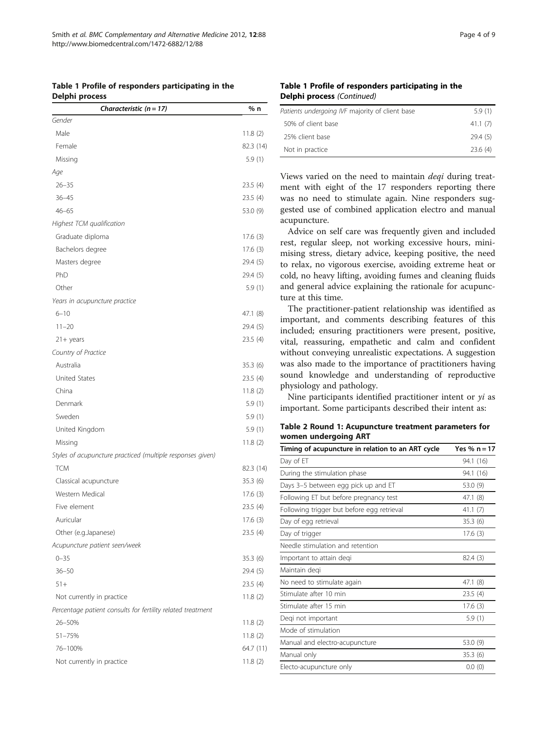**Table 1 Profile of responders participating in the Delphi process**

| *Characteristic (n = 17)* | % n |
|---|---|
| *Gender* | |
| Male | 11.8 (2) |
| Female | 82.3 (14) |
| Missing | 5.9 (1) |
| *Age* | |
| 26–35 | 23.5 (4) |
| 36–45 | 23.5 (4) |
| 46–65 | 53.0 (9) |
| *Highest TCM qualification* | |
| Graduate diploma | 17.6 (3) |
| Bachelors degree | 17.6 (3) |
| Masters degree | 29.4 (5) |
| PhD | 29.4 (5) |
| Other | 5.9 (1) |
| *Years in acupuncture practice* | |
| 6–10 | 47.1 (8) |
| 11–20 | 29.4 (5) |
| 21+ years | 23.5 (4) |
| *Country of Practice* | |
| Australia | 35.3 (6) |
| United States | 23.5 (4) |
| China | 11.8 (2) |
| Denmark | 5.9 (1) |
| Sweden | 5.9 (1) |
| United Kingdom | 5.9 (1) |
| Missing | 11.8 (2) |
| *Styles of acupuncture practiced (multiple responses given)* | |
| TCM | 82.3 (14) |
| Classical acupuncture | 35.3 (6) |
| Western Medical | 17.6 (3) |
| Five element | 23.5 (4) |
| Auricular | 17.6 (3) |
| Other (e.g.Japanese) | 23.5 (4) |
| *Acupuncture patient seen/week* | |
| 0–35 | 35.3 (6) |
| 36–50 | 29.4 (5) |
| 51+ | 23.5 (4) |
| Not currently in practice | 11.8 (2) |
| *Percentage patient consults for fertility related treatment* | |
| 26–50% | 11.8 (2) |
| 51–75% | 11.8 (2) |
| 76–100% | 64.7 (11) |
| Not currently in practice | 11.8 (2) |
| *Patients undergoing IVF majority of client base* | 5.9 (1) |
| 50% of client base | 41.1 (7) |
| 25% client base | 29.4 (5) |
| Not in practice | 23.6 (4) |

Views varied on the need to maintain *deqi* during treatment with eight of the 17 responders reporting there was no need to stimulate again. Nine responders suggested use of combined application electro and manual acupuncture.

Advice on self care was frequently given and included rest, regular sleep, not working excessive hours, minimising stress, dietary advice, keeping positive, the need to relax, no vigorous exercise, avoiding extreme heat or cold, no heavy lifting, avoiding fumes and cleaning fluids and general advice explaining the rationale for acupuncture at this time.

The practitioner-patient relationship was identified as important, and comments describing features of this included; ensuring practitioners were present, positive, vital, reassuring, empathetic and calm and confident without conveying unrealistic expectations. A suggestion was also made to the importance of practitioners having sound knowledge and understanding of reproductive physiology and pathology.

Nine participants identified practitioner intent or *yi* as important. Some participants described their intent as:

**Table 2 Round 1: Acupuncture treatment parameters for women undergoing ART**

| Timing of acupuncture in relation to an ART cycle | Yes % n = 17 |
|---|---|
| Day of ET | 94.1 (16) |
| During the stimulation phase | 94.1 (16) |
| Days 3–5 between egg pick up and ET | 53.0 (9) |
| Following ET but before pregnancy test | 47.1 (8) |
| Following trigger but before egg retrieval | 41.1 (7) |
| Day of egg retrieval | 35.3 (6) |
| Day of trigger | 17.6 (3) |
| Needle stimulation and retention | |
| Important to attain deqi | 82.4 (3) |
| Maintain deqi | |
| No need to stimulate again | 47.1 (8) |
| Stimulate after 10 min | 23.5 (4) |
| Stimulate after 15 min | 17.6 (3) |
| Deqi not important | 5.9 (1) |
| Mode of stimulation | |
| Manual and electro-acupuncture | 53.0 (9) |
| Manual only | 35.3 (6) |
| Electo-acupuncture only | 0.0 (0) |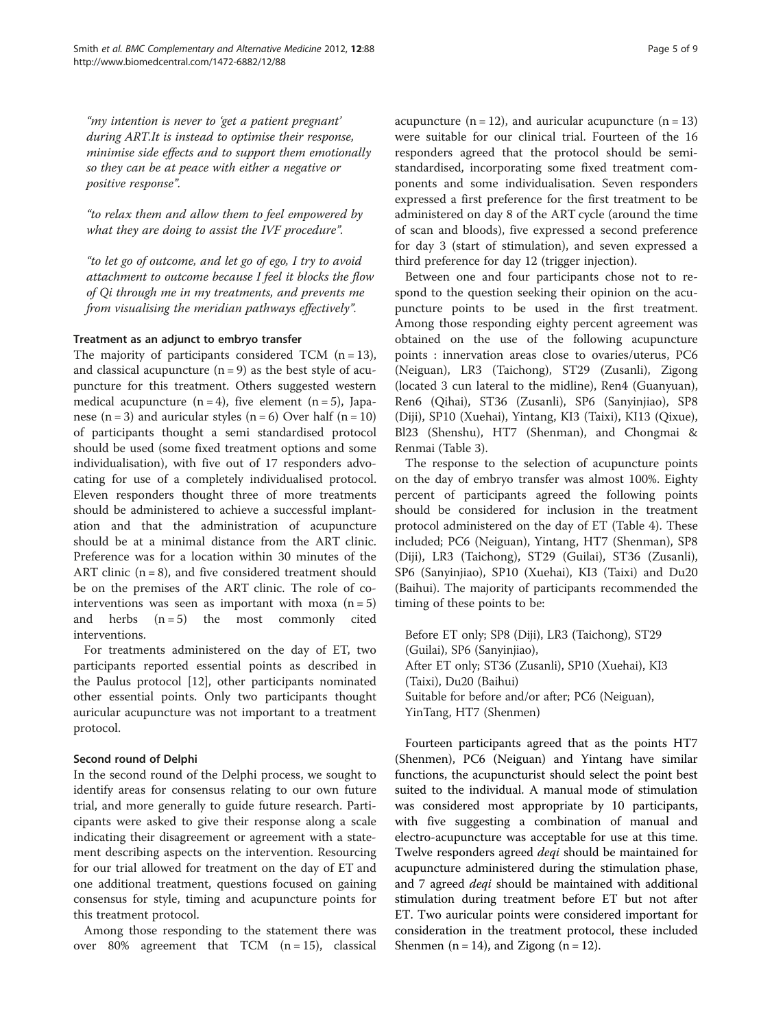"my intention is never to 'get a patient pregnant' during ART.It is instead to optimise their response, minimise side effects and to support them emotionally so they can be at peace with either a negative or positive response".

"to relax them and allow them to feel empowered by what they are doing to assist the IVF procedure".

"to let go of outcome, and let go of ego, I try to avoid attachment to outcome because I feel it blocks the flow of Qi through me in my treatments, and prevents me from visualising the meridian pathways effectively".

### Treatment as an adjunct to embryo transfer

The majority of participants considered TCM (n = 13), and classical acupuncture (n = 9) as the best style of acupuncture for this treatment. Others suggested western medical acupuncture (n = 4), five element (n = 5), Japanese (n = 3) and auricular styles (n = 6) Over half (n = 10) of participants thought a semi standardised protocol should be used (some fixed treatment options and some individualisation), with five out of 17 responders advocating for use of a completely individualised protocol. Eleven responders thought three of more treatments should be administered to achieve a successful implantation and that the administration of acupuncture should be at a minimal distance from the ART clinic. Preference was for a location within 30 minutes of the ART clinic (n = 8), and five considered treatment should be on the premises of the ART clinic. The role of co-interventions was seen as important with moxa (n = 5) and herbs (n = 5) the most commonly cited interventions.

For treatments administered on the day of ET, two participants reported essential points as described in the Paulus protocol [12], other participants nominated other essential points. Only two participants thought auricular acupuncture was not important to a treatment protocol.

### Second round of Delphi

In the second round of the Delphi process, we sought to identify areas for consensus relating to our own future trial, and more generally to guide future research. Participants were asked to give their response along a scale indicating their disagreement or agreement with a statement describing aspects on the intervention. Resourcing for our trial allowed for treatment on the day of ET and one additional treatment, questions focused on gaining consensus for style, timing and acupuncture points for this treatment protocol.

Among those responding to the statement there was over 80% agreement that TCM (n = 15), classical acupuncture (n = 12), and auricular acupuncture (n = 13) were suitable for our clinical trial. Fourteen of the 16 responders agreed that the protocol should be semi-standardised, incorporating some fixed treatment components and some individualisation. Seven responders expressed a first preference for the first treatment to be administered on day 8 of the ART cycle (around the time of scan and bloods), five expressed a second preference for day 3 (start of stimulation), and seven expressed a third preference for day 12 (trigger injection).

Between one and four participants chose not to respond to the question seeking their opinion on the acupuncture points to be used in the first treatment. Among those responding eighty percent agreement was obtained on the use of the following acupuncture points : innervation areas close to ovaries/uterus, PC6 (Neiguan), LR3 (Taichong), ST29 (Zusanli), Zigong (located 3 cun lateral to the midline), Ren4 (Guanyuan), Ren6 (Qihai), ST36 (Zusanli), SP6 (Sanyinjiao), SP8 (Diji), SP10 (Xuehai), Yintang, KI3 (Taixi), KI13 (Qixue), Bl23 (Shenshu), HT7 (Shenman), and Chongmai & Renmai (Table 3).

The response to the selection of acupuncture points on the day of embryo transfer was almost 100%. Eighty percent of participants agreed the following points should be considered for inclusion in the treatment protocol administered on the day of ET (Table 4). These included; PC6 (Neiguan), Yintang, HT7 (Shenman), SP8 (Diji), LR3 (Taichong), ST29 (Guilai), ST36 (Zusanli), SP6 (Sanyinjiao), SP10 (Xuehai), KI3 (Taixi) and Du20 (Baihui). The majority of participants recommended the timing of these points to be:

Before ET only; SP8 (Diji), LR3 (Taichong), ST29 (Guilai), SP6 (Sanyinjiao),
After ET only; ST36 (Zusanli), SP10 (Xuehai), KI3 (Taixi), Du20 (Baihui)
Suitable for before and/or after; PC6 (Neiguan), YinTang, HT7 (Shenmen)

Fourteen participants agreed that as the points HT7 (Shenmen), PC6 (Neiguan) and Yintang have similar functions, the acupuncturist should select the point best suited to the individual. A manual mode of stimulation was considered most appropriate by 10 participants, with five suggesting a combination of manual and electro-acupuncture was acceptable for use at this time. Twelve responders agreed *deqi* should be maintained for acupuncture administered during the stimulation phase, and 7 agreed *deqi* should be maintained with additional stimulation during treatment before ET but not after ET. Two auricular points were considered important for consideration in the treatment protocol, these included Shenmen (n = 14), and Zigong (n = 12).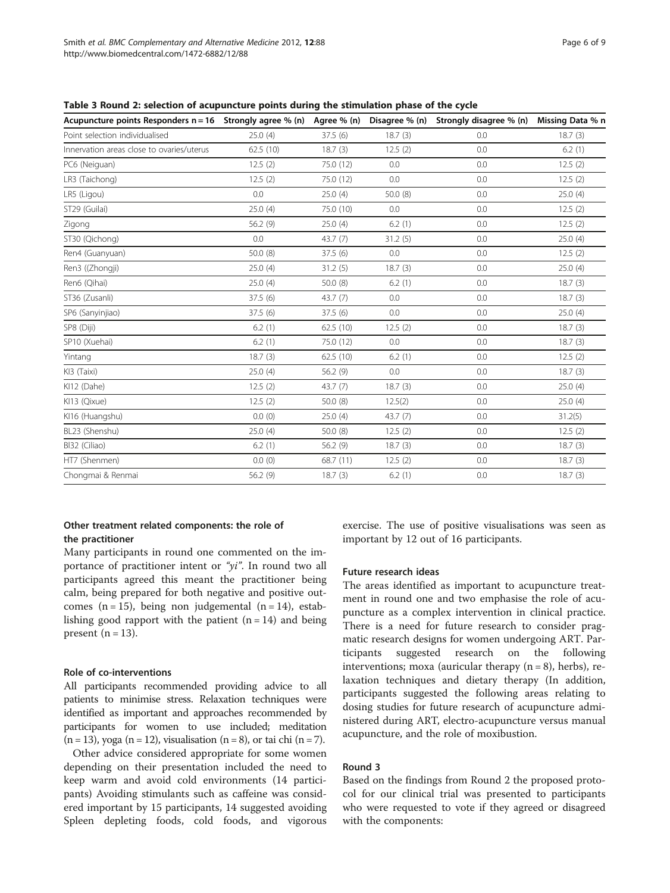**Table 3 Round 2: selection of acupuncture points during the stimulation phase of the cycle**

| Acupuncture points Responders n = 16 | Strongly agree % (n) | Agree % (n) | Disagree % (n) | Strongly disagree % (n) | Missing Data % n |
|---|---|---|---|---|---|
| Point selection individualised | 25.0 (4) | 37.5 (6) | 18.7 (3) | 0.0 | 18.7 (3) |
| Innervation areas close to ovaries/uterus | 62.5 (10) | 18.7 (3) | 12.5 (2) | 0.0 | 6.2 (1) |
| PC6 (Neiguan) | 12.5 (2) | 75.0 (12) | 0.0 | 0.0 | 12.5 (2) |
| LR3 (Taichong) | 12.5 (2) | 75.0 (12) | 0.0 | 0.0 | 12.5 (2) |
| LR5 (Ligou) | 0.0 | 25.0 (4) | 50.0 (8) | 0.0 | 25.0 (4) |
| ST29 (Guilai) | 25.0 (4) | 75.0 (10) | 0.0 | 0.0 | 12.5 (2) |
| Zigong | 56.2 (9) | 25.0 (4) | 6.2 (1) | 0.0 | 12.5 (2) |
| ST30 (Qichong) | 0.0 | 43.7 (7) | 31.2 (5) | 0.0 | 25.0 (4) |
| Ren4 (Guanyuan) | 50.0 (8) | 37.5 (6) | 0.0 | 0.0 | 12.5 (2) |
| Ren3 ((Zhongji) | 25.0 (4) | 31.2 (5) | 18.7 (3) | 0.0 | 25.0 (4) |
| Ren6 (Qihai) | 25.0 (4) | 50.0 (8) | 6.2 (1) | 0.0 | 18.7 (3) |
| ST36 (Zusanli) | 37.5 (6) | 43.7 (7) | 0.0 | 0.0 | 18.7 (3) |
| SP6 (Sanyinjiao) | 37.5 (6) | 37.5 (6) | 0.0 | 0.0 | 25.0 (4) |
| SP8 (Diji) | 6.2 (1) | 62.5 (10) | 12.5 (2) | 0.0 | 18.7 (3) |
| SP10 (Xuehai) | 6.2 (1) | 75.0 (12) | 0.0 | 0.0 | 18.7 (3) |
| Yintang | 18.7 (3) | 62.5 (10) | 6.2 (1) | 0.0 | 12.5 (2) |
| KI3 (Taixi) | 25.0 (4) | 56.2 (9) | 0.0 | 0.0 | 18.7 (3) |
| KI12 (Dahe) | 12.5 (2) | 43.7 (7) | 18.7 (3) | 0.0 | 25.0 (4) |
| KI13 (Qixue) | 12.5 (2) | 50.0 (8) | 12.5(2) | 0.0 | 25.0 (4) |
| KI16 (Huangshu) | 0.0 (0) | 25.0 (4) | 43.7 (7) | 0.0 | 31.2(5) |
| BL23 (Shenshu) | 25.0 (4) | 50.0 (8) | 12.5 (2) | 0.0 | 12.5 (2) |
| Bl32 (Ciliao) | 6.2 (1) | 56.2 (9) | 18.7 (3) | 0.0 | 18.7 (3) |
| HT7 (Shenmen) | 0.0 (0) | 68.7 (11) | 12.5 (2) | 0.0 | 18.7 (3) |
| Chongmai & Renmai | 56.2 (9) | 18.7 (3) | 6.2 (1) | 0.0 | 18.7 (3) |

### Other treatment related components: the role of the practitioner

Many participants in round one commented on the importance of practitioner intent or *"yi"*. In round two all participants agreed this meant the practitioner being calm, being prepared for both negative and positive outcomes (n = 15), being non judgemental (n = 14), establishing good rapport with the patient (n = 14) and being present (n = 13).

### Role of co-interventions

All participants recommended providing advice to all patients to minimise stress. Relaxation techniques were identified as important and approaches recommended by participants for women to use included; meditation (n = 13), yoga (n = 12), visualisation (n = 8), or tai chi (n = 7).

Other advice considered appropriate for some women depending on their presentation included the need to keep warm and avoid cold environments (14 participants) Avoiding stimulants such as caffeine was considered important by 15 participants, 14 suggested avoiding Spleen depleting foods, cold foods, and vigorous exercise. The use of positive visualisations was seen as important by 12 out of 16 participants.

### Future research ideas

The areas identified as important to acupuncture treatment in round one and two emphasise the role of acupuncture as a complex intervention in clinical practice. There is a need for future research to consider pragmatic research designs for women undergoing ART. Participants suggested research on the following interventions; moxa (auricular therapy (n = 8), herbs), relaxation techniques and dietary therapy (In addition, participants suggested the following areas relating to dosing studies for future research of acupuncture administered during ART, electro-acupuncture versus manual acupuncture, and the role of moxibustion.

### Round 3

Based on the findings from Round 2 the proposed protocol for our clinical trial was presented to participants who were requested to vote if they agreed or disagreed with the components: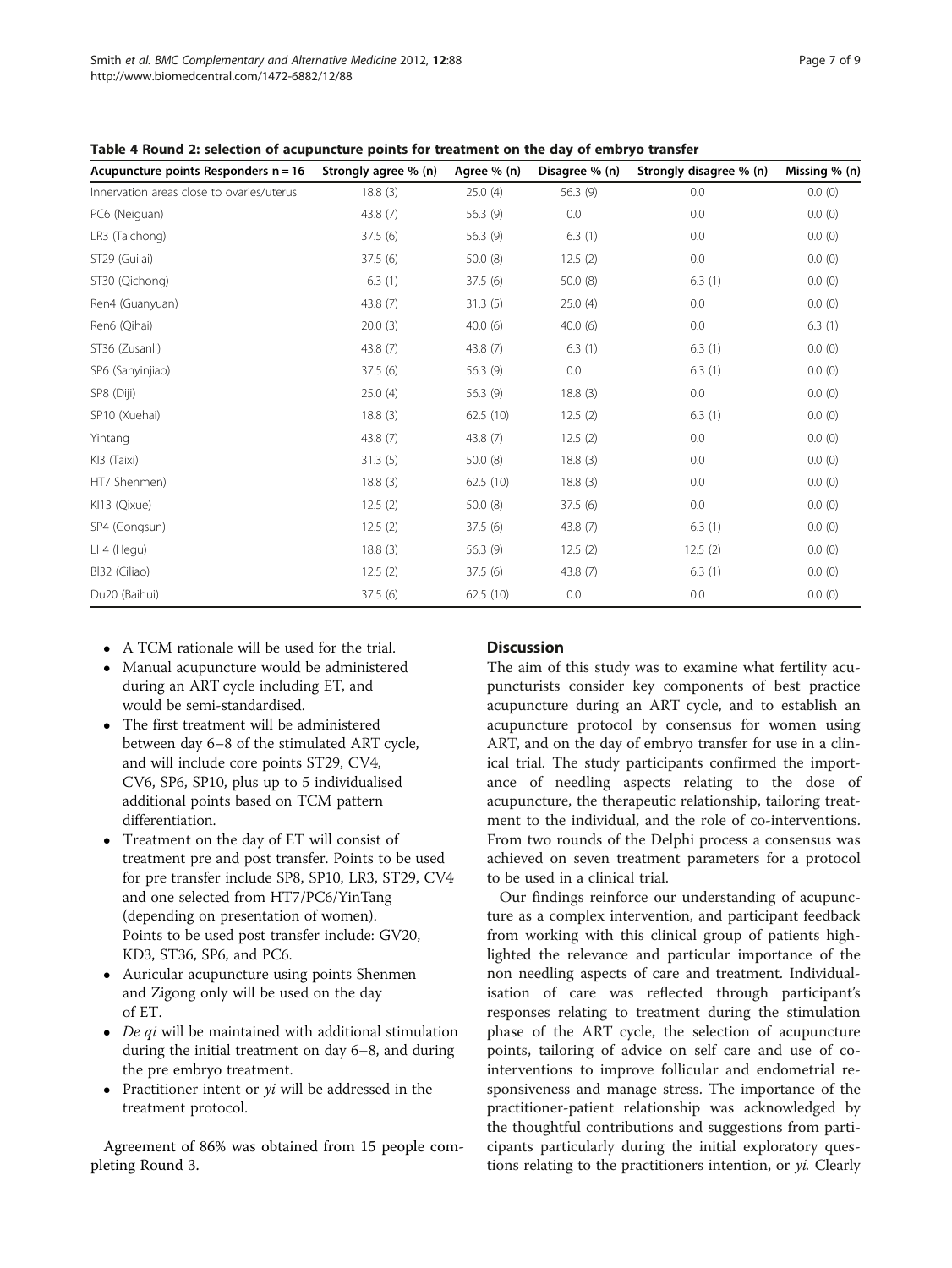**Table 4 Round 2: selection of acupuncture points for treatment on the day of embryo transfer**

| Acupuncture points Responders n = 16 | Strongly agree % (n) | Agree % (n) | Disagree % (n) | Strongly disagree % (n) | Missing % (n) |
|---|---|---|---|---|---|
| Innervation areas close to ovaries/uterus | 18.8 (3) | 25.0 (4) | 56.3 (9) | 0.0 | 0.0 (0) |
| PC6 (Neiguan) | 43.8 (7) | 56.3 (9) | 0.0 | 0.0 | 0.0 (0) |
| LR3 (Taichong) | 37.5 (6) | 56.3 (9) | 6.3 (1) | 0.0 | 0.0 (0) |
| ST29 (Guilai) | 37.5 (6) | 50.0 (8) | 12.5 (2) | 0.0 | 0.0 (0) |
| ST30 (Qichong) | 6.3 (1) | 37.5 (6) | 50.0 (8) | 6.3 (1) | 0.0 (0) |
| Ren4 (Guanyuan) | 43.8 (7) | 31.3 (5) | 25.0 (4) | 0.0 | 0.0 (0) |
| Ren6 (Qihai) | 20.0 (3) | 40.0 (6) | 40.0 (6) | 0.0 | 6.3 (1) |
| ST36 (Zusanli) | 43.8 (7) | 43.8 (7) | 6.3 (1) | 6.3 (1) | 0.0 (0) |
| SP6 (Sanyinjiao) | 37.5 (6) | 56.3 (9) | 0.0 | 6.3 (1) | 0.0 (0) |
| SP8 (Diji) | 25.0 (4) | 56.3 (9) | 18.8 (3) | 0.0 | 0.0 (0) |
| SP10 (Xuehai) | 18.8 (3) | 62.5 (10) | 12.5 (2) | 6.3 (1) | 0.0 (0) |
| Yintang | 43.8 (7) | 43.8 (7) | 12.5 (2) | 0.0 | 0.0 (0) |
| KI3 (Taixi) | 31.3 (5) | 50.0 (8) | 18.8 (3) | 0.0 | 0.0 (0) |
| HT7 Shenmen) | 18.8 (3) | 62.5 (10) | 18.8 (3) | 0.0 | 0.0 (0) |
| KI13 (Qixue) | 12.5 (2) | 50.0 (8) | 37.5 (6) | 0.0 | 0.0 (0) |
| SP4 (Gongsun) | 12.5 (2) | 37.5 (6) | 43.8 (7) | 6.3 (1) | 0.0 (0) |
| LI 4 (Hegu) | 18.8 (3) | 56.3 (9) | 12.5 (2) | 12.5 (2) | 0.0 (0) |
| Bl32 (Ciliao) | 12.5 (2) | 37.5 (6) | 43.8 (7) | 6.3 (1) | 0.0 (0) |
| Du20 (Baihui) | 37.5 (6) | 62.5 (10) | 0.0 | 0.0 | 0.0 (0) |

- A TCM rationale will be used for the trial.
- Manual acupuncture would be administered during an ART cycle including ET, and would be semi-standardised.
- The first treatment will be administered between day 6–8 of the stimulated ART cycle, and will include core points ST29, CV4, CV6, SP6, SP10, plus up to 5 individualised additional points based on TCM pattern differentiation.
- Treatment on the day of ET will consist of treatment pre and post transfer. Points to be used for pre transfer include SP8, SP10, LR3, ST29, CV4 and one selected from HT7/PC6/YinTang (depending on presentation of women). Points to be used post transfer include: GV20, KD3, ST36, SP6, and PC6.
- Auricular acupuncture using points Shenmen and Zigong only will be used on the day of ET.
- *De qi* will be maintained with additional stimulation during the initial treatment on day 6–8, and during the pre embryo treatment.
- Practitioner intent or *yi* will be addressed in the treatment protocol.

Agreement of 86% was obtained from 15 people completing Round 3.

## Discussion

The aim of this study was to examine what fertility acupuncturists consider key components of best practice acupuncture during an ART cycle, and to establish an acupuncture protocol by consensus for women using ART, and on the day of embryo transfer for use in a clinical trial. The study participants confirmed the importance of needling aspects relating to the dose of acupuncture, the therapeutic relationship, tailoring treatment to the individual, and the role of co-interventions. From two rounds of the Delphi process a consensus was achieved on seven treatment parameters for a protocol to be used in a clinical trial.

Our findings reinforce our understanding of acupuncture as a complex intervention, and participant feedback from working with this clinical group of patients highlighted the relevance and particular importance of the non needling aspects of care and treatment. Individualisation of care was reflected through participant's responses relating to treatment during the stimulation phase of the ART cycle, the selection of acupuncture points, tailoring of advice on self care and use of co-interventions to improve follicular and endometrial responsiveness and manage stress. The importance of the practitioner-patient relationship was acknowledged by the thoughtful contributions and suggestions from participants particularly during the initial exploratory questions relating to the practitioners intention, or *yi*. Clearly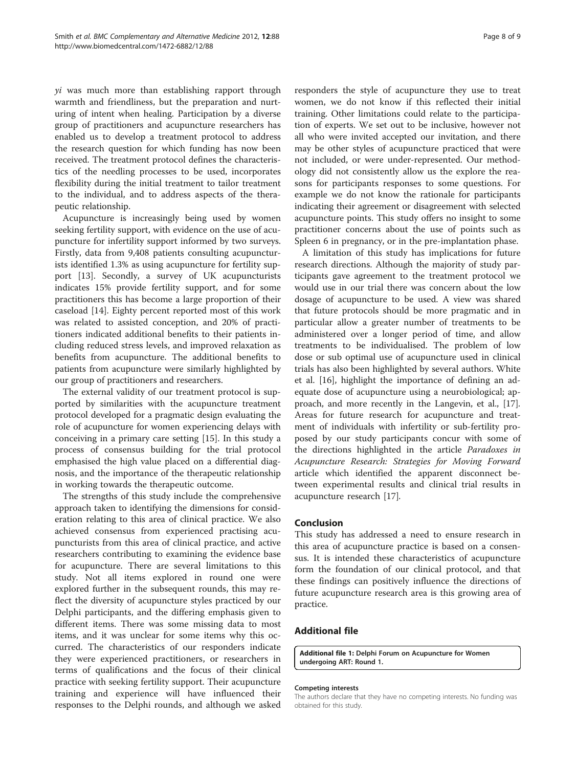*yi* was much more than establishing rapport through warmth and friendliness, but the preparation and nurturing of intent when healing. Participation by a diverse group of practitioners and acupuncture researchers has enabled us to develop a treatment protocol to address the research question for which funding has now been received. The treatment protocol defines the characteristics of the needling processes to be used, incorporates flexibility during the initial treatment to tailor treatment to the individual, and to address aspects of the therapeutic relationship.

Acupuncture is increasingly being used by women seeking fertility support, with evidence on the use of acupuncture for infertility support informed by two surveys. Firstly, data from 9,408 patients consulting acupuncturists identified 1.3% as using acupuncture for fertility support [13]. Secondly, a survey of UK acupuncturists indicates 15% provide fertility support, and for some practitioners this has become a large proportion of their caseload [14]. Eighty percent reported most of this work was related to assisted conception, and 20% of practitioners indicated additional benefits to their patients including reduced stress levels, and improved relaxation as benefits from acupuncture. The additional benefits to patients from acupuncture were similarly highlighted by our group of practitioners and researchers.

The external validity of our treatment protocol is supported by similarities with the acupuncture treatment protocol developed for a pragmatic design evaluating the role of acupuncture for women experiencing delays with conceiving in a primary care setting [15]. In this study a process of consensus building for the trial protocol emphasised the high value placed on a differential diagnosis, and the importance of the therapeutic relationship in working towards the therapeutic outcome.

The strengths of this study include the comprehensive approach taken to identifying the dimensions for consideration relating to this area of clinical practice. We also achieved consensus from experienced practising acupuncturists from this area of clinical practice, and active researchers contributing to examining the evidence base for acupuncture. There are several limitations to this study. Not all items explored in round one were explored further in the subsequent rounds, this may reflect the diversity of acupuncture styles practiced by our Delphi participants, and the differing emphasis given to different items. There was some missing data to most items, and it was unclear for some items why this occurred. The characteristics of our responders indicate they were experienced practitioners, or researchers in terms of qualifications and the focus of their clinical practice with seeking fertility support. Their acupuncture training and experience will have influenced their responses to the Delphi rounds, and although we asked responders the style of acupuncture they use to treat women, we do not know if this reflected their initial training. Other limitations could relate to the participation of experts. We set out to be inclusive, however not all who were invited accepted our invitation, and there may be other styles of acupuncture practiced that were not included, or were under-represented. Our methodology did not consistently allow us the explore the reasons for participants responses to some questions. For example we do not know the rationale for participants indicating their agreement or disagreement with selected acupuncture points. This study offers no insight to some practitioner concerns about the use of points such as Spleen 6 in pregnancy, or in the pre-implantation phase.

A limitation of this study has implications for future research directions. Although the majority of study participants gave agreement to the treatment protocol we would use in our trial there was concern about the low dosage of acupuncture to be used. A view was shared that future protocols should be more pragmatic and in particular allow a greater number of treatments to be administered over a longer period of time, and allow treatments to be individualised. The problem of low dose or sub optimal use of acupuncture used in clinical trials has also been highlighted by several authors. White et al. [16], highlight the importance of defining an adequate dose of acupuncture using a neurobiological; approach, and more recently in the Langevin, et al., [17]. Areas for future research for acupuncture and treatment of individuals with infertility or sub-fertility proposed by our study participants concur with some of the directions highlighted in the article *Paradoxes in Acupuncture Research: Strategies for Moving Forward* article which identified the apparent disconnect between experimental results and clinical trial results in acupuncture research [17].

## Conclusion

This study has addressed a need to ensure research in this area of acupuncture practice is based on a consensus. It is intended these characteristics of acupuncture form the foundation of our clinical protocol, and that these findings can positively influence the directions of future acupuncture research area is this growing area of practice.

## Additional file

**Additional file 1: Delphi Forum on Acupuncture for Women undergoing ART: Round 1.**

#### Competing interests

The authors declare that they have no competing interests. No funding was obtained for this study.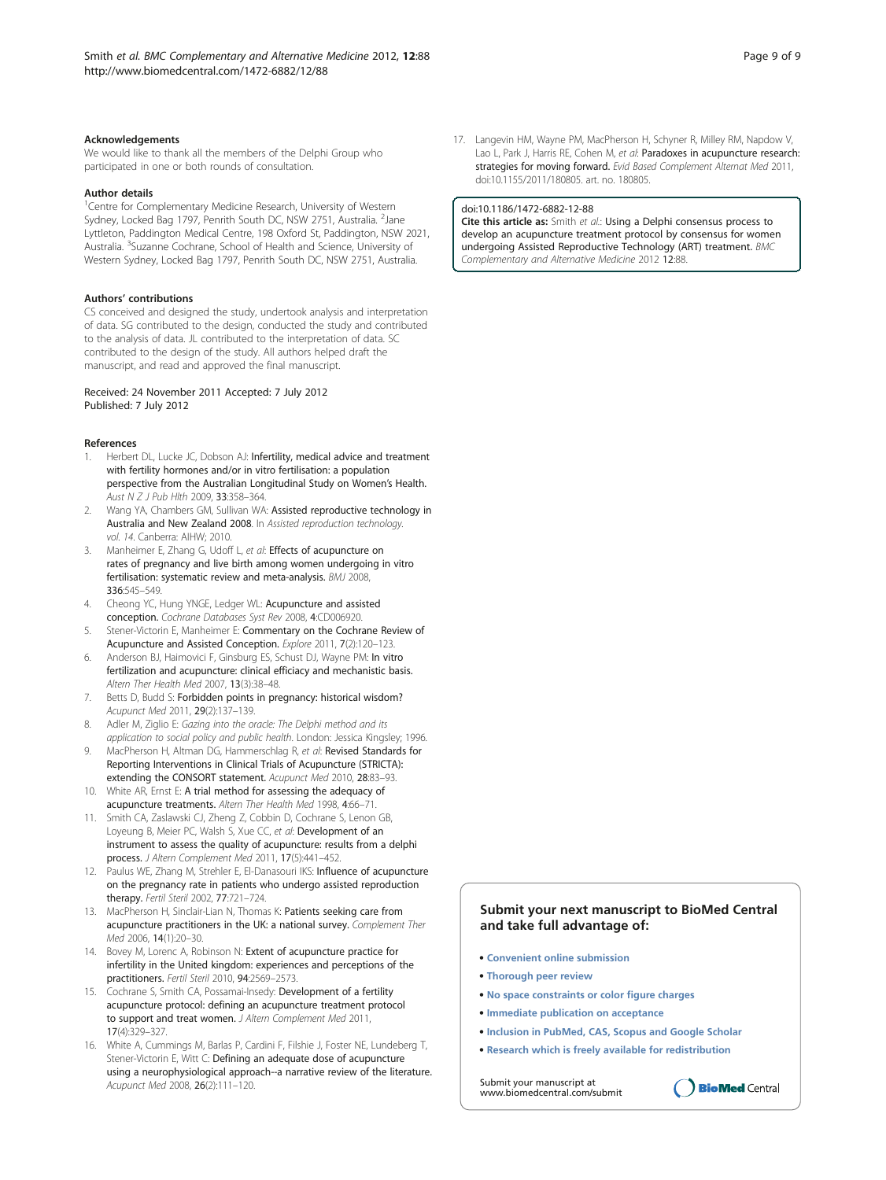### Acknowledgements

We would like to thank all the members of the Delphi Group who participated in one or both rounds of consultation.

### Author details

[1]Centre for Complementary Medicine Research, University of Western Sydney, Locked Bag 1797, Penrith South DC, NSW 2751, Australia. [2]Jane Lyttleton, Paddington Medical Centre, 198 Oxford St, Paddington, NSW 2021, Australia. [3]Suzanne Cochrane, School of Health and Science, University of Western Sydney, Locked Bag 1797, Penrith South DC, NSW 2751, Australia.

### Authors' contributions

CS conceived and designed the study, undertook analysis and interpretation of data. SG contributed to the design, conducted the study and contributed to the analysis of data. JL contributed to the interpretation of data. SC contributed to the design of the study. All authors helped draft the manuscript, and read and approved the final manuscript.

Received: 24 November 2011 Accepted: 7 July 2012
Published: 7 July 2012

### References

1. Herbert DL, Lucke JC, Dobson AJ: **Infertility, medical advice and treatment with fertility hormones and/or in vitro fertilisation: a population perspective from the Australian Longitudinal Study on Women's Health.** *Aust N Z J Pub Hlth* 2009, **33**:358–364.
2. Wang YA, Chambers GM, Sullivan WA: **Assisted reproductive technology in Australia and New Zealand 2008**. In *Assisted reproduction technology. vol. 14*. Canberra: AIHW; 2010.
3. Manheimer E, Zhang G, Udoff L, *et al*: **Effects of acupuncture on rates of pregnancy and live birth among women undergoing in vitro fertilisation: systematic review and meta-analysis.** *BMJ* 2008, **336**:545–549.
4. Cheong YC, Hung YNGE, Ledger WL: **Acupuncture and assisted conception.** *Cochrane Databases Syst Rev* 2008, **4**:CD006920.
5. Stener-Victorin E, Manheimer E: **Commentary on the Cochrane Review of Acupuncture and Assisted Conception.** *Explore* 2011, **7**(2):120–123.
6. Anderson BJ, Haimovici F, Ginsburg ES, Schust DJ, Wayne PM: **In vitro fertilization and acupuncture: clinical efficacy and mechanistic basis.** *Altern Ther Health Med* 2007, **13**(3):38–48.
7. Betts D, Budd S: **Forbidden points in pregnancy: historical wisdom?** *Acupunct Med* 2011, **29**(2):137–139.
8. Adler M, Ziglio E: *Gazing into the oracle: The Delphi method and its application to social policy and public health*. London: Jessica Kingsley; 1996.
9. MacPherson H, Altman DG, Hammerschlag R, *et al*: **Revised Standards for Reporting Interventions in Clinical Trials of Acupuncture (STRICTA): extending the CONSORT statement.** *Acupunct Med* 2010, **28**:83–93.
10. White AR, Ernst E: **A trial method for assessing the adequacy of acupuncture treatments.** *Altern Ther Health Med* 1998, **4**:66–71.
11. Smith CA, Zaslawski CJ, Zheng Z, Cobbin D, Cochrane S, Lenon GB, Loyeung B, Meier PC, Walsh S, Xue CC, *et al*: **Development of an instrument to assess the quality of acupuncture: results from a delphi process.** *J Altern Complement Med* 2011, **17**(5):441–452.
12. Paulus WE, Zhang M, Strehler E, El-Danasouri IKS: **Influence of acupuncture on the pregnancy rate in patients who undergo assisted reproduction therapy.** *Fertil Steril* 2002, **77**:721–724.
13. MacPherson H, Sinclair-Lian N, Thomas K: **Patients seeking care from acupuncture practitioners in the UK: a national survey.** *Complement Ther Med* 2006, **14**(1):20–30.
14. Bovey M, Lorenc A, Robinson N: **Extent of acupuncture practice for infertility in the United kingdom: experiences and perceptions of the practitioners.** *Fertil Steril* 2010, **94**:2569–2573.
15. Cochrane S, Smith CA, Possamai-Insedy: **Development of a fertility acupuncture protocol: defining an acupuncture treatment protocol to support and treat women.** *J Altern Complement Med* 2011, **17**(4):329–327.
16. White A, Cummings M, Barlas P, Cardini F, Filshie J, Foster NE, Lundeberg T, Stener-Victorin E, Witt C: **Defining an adequate dose of acupuncture using a neurophysiological approach--a narrative review of the literature.** *Acupunct Med* 2008, **26**(2):111–120.
17. Langevin HM, Wayne PM, MacPherson H, Schyner R, Milley RM, Napdow V, Lao L, Park J, Harris RE, Cohen M, *et al*: **Paradoxes in acupuncture research: strategies for moving forward.** *Evid Based Complement Alternat Med* 2011, doi:10.1155/2011/180805. art. no. 180805.

doi:10.1186/1472-6882-12-88
**Cite this article as:** Smith *et al.*: Using a Delphi consensus process to develop an acupuncture treatment protocol by consensus for women undergoing Assisted Reproductive Technology (ART) treatment. *BMC Complementary and Alternative Medicine* 2012 **12**:88.

**Submit your next manuscript to BioMed Central and take full advantage of:**

- **Convenient online submission**
- **Thorough peer review**
- **No space constraints or color figure charges**
- **Immediate publication on acceptance**
- **Inclusion in PubMed, CAS, Scopus and Google Scholar**
- **Research which is freely available for redistribution**

Submit your manuscript at
www.biomedcentral.com/submit

BioMed Central